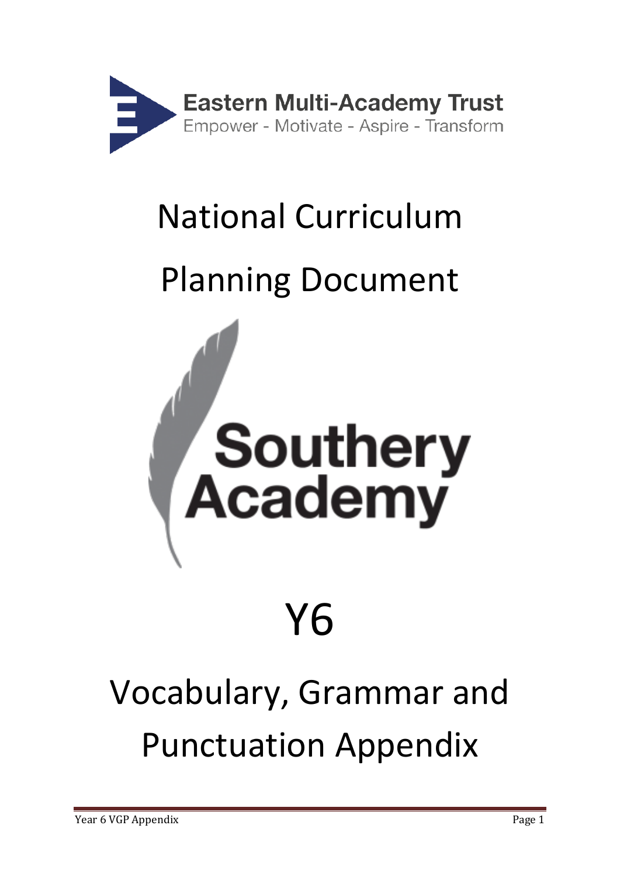Eastern Multi-Academy Trust

Empower - Motivate - Aspire - Transform

# National Curriculum

# Planning Document

Southery Academy

# Y6

# Vocabulary, Grammar and Punctuation Appendix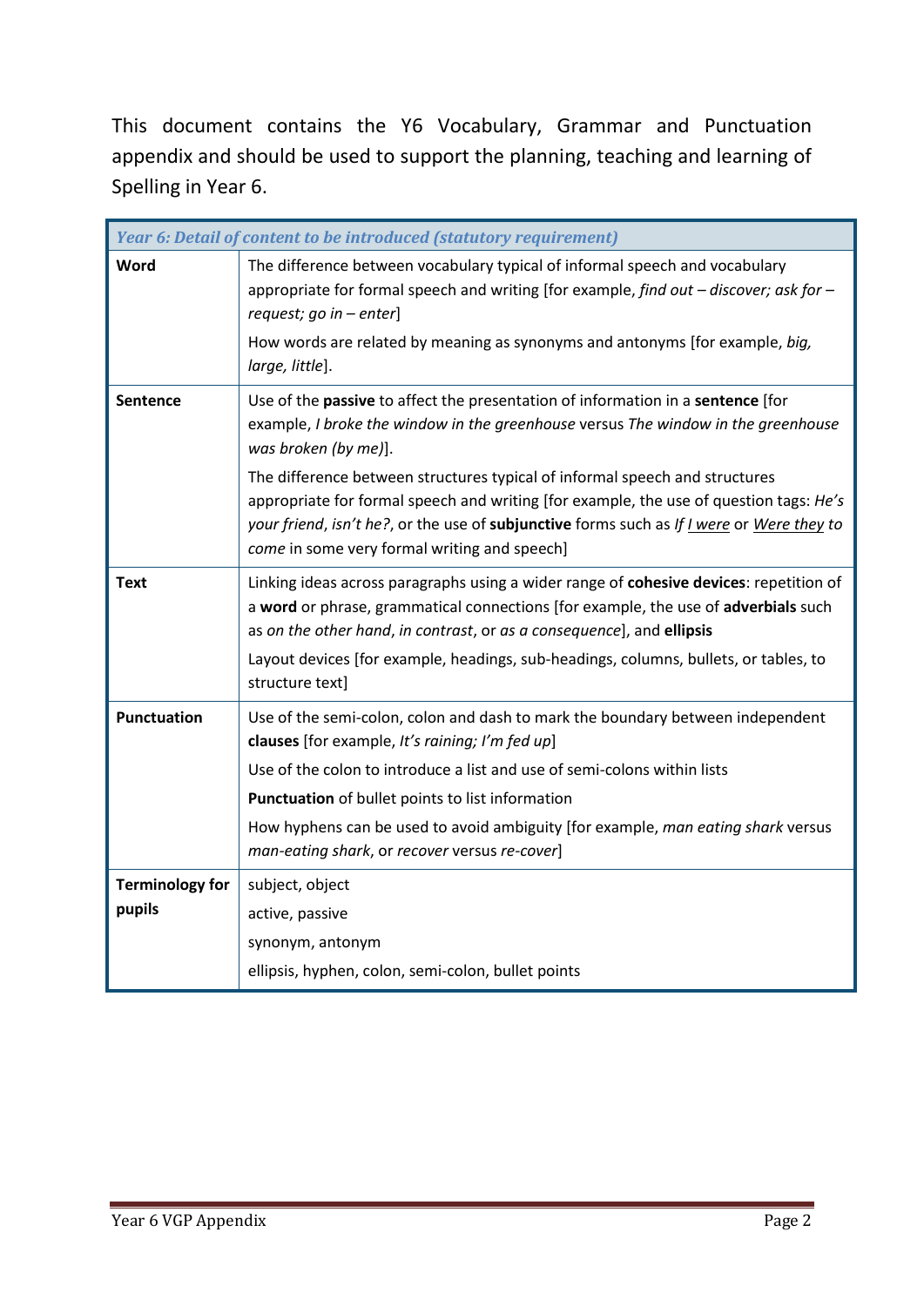This document contains the Y6 Vocabulary, Grammar and Punctuation appendix and should be used to support the planning, teaching and learning of Spelling in Year 6.

| *Year 6: Detail of content to be introduced (statutory requirement)* | |
|---|---|
| **Word** | The difference between vocabulary typical of informal speech and vocabulary appropriate for formal speech and writing [for example, *find out – discover; ask for – request; go in – enter*]<br><br>How words are related by meaning as synonyms and antonyms [for example, *big, large, little*]. |
| **Sentence** | Use of the **passive** to affect the presentation of information in a **sentence** [for example, *I broke the window in the greenhouse* versus *The window in the greenhouse was broken (by me)*].<br><br>The difference between structures typical of informal speech and structures appropriate for formal speech and writing [for example, the use of question tags: *He's your friend*, *isn't he?*, or the use of **subjunctive** forms such as *If <u>I were</u>* or *<u>Were they</u> to come* in some very formal writing and speech] |
| **Text** | Linking ideas across paragraphs using a wider range of **cohesive devices**: repetition of a **word** or phrase, grammatical connections [for example, the use of **adverbials** such as *on the other hand*, *in contrast*, or *as a consequence*], and **ellipsis**<br><br>Layout devices [for example, headings, sub-headings, columns, bullets, or tables, to structure text] |
| **Punctuation** | Use of the semi-colon, colon and dash to mark the boundary between independent **clauses** [for example, *It's raining; I'm fed up*]<br><br>Use of the colon to introduce a list and use of semi-colons within lists<br><br>**Punctuation** of bullet points to list information<br><br>How hyphens can be used to avoid ambiguity [for example, *man eating shark* versus *man-eating shark*, or *recover* versus *re-cover*] |
| **Terminology for pupils** | subject, object<br><br>active, passive<br><br>synonym, antonym<br><br>ellipsis, hyphen, colon, semi-colon, bullet points |